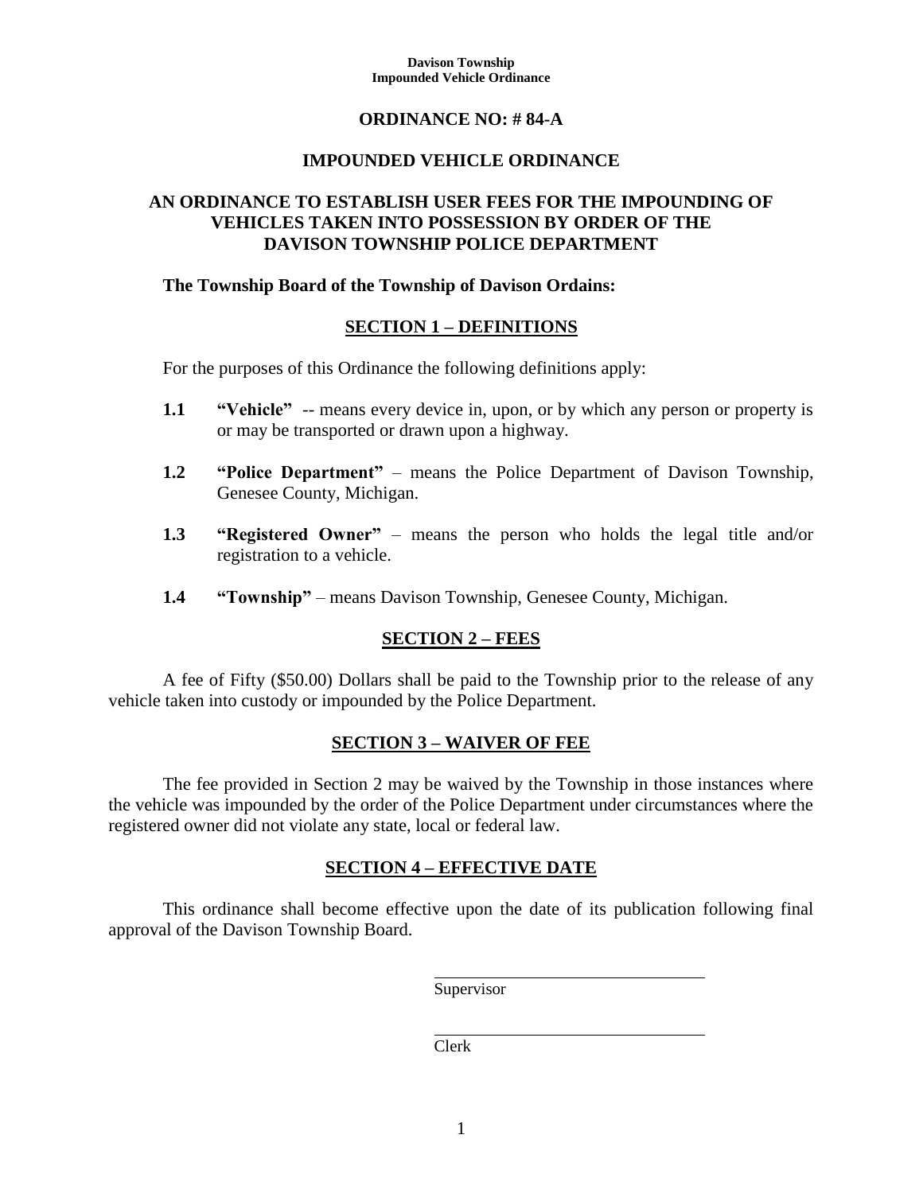# ORDINANCE NO: # 84-A

## IMPOUNDED VEHICLE ORDINANCE

## AN ORDINANCE TO ESTABLISH USER FEES FOR THE IMPOUNDING OF VEHICLES TAKEN INTO POSSESSION BY ORDER OF THE DAVISON TOWNSHIP POLICE DEPARTMENT

**The Township Board of the Township of Davison Ordains:**

### SECTION 1 – DEFINITIONS

For the purposes of this Ordinance the following definitions apply:

**1.1** **"Vehicle"** -- means every device in, upon, or by which any person or property is or may be transported or drawn upon a highway.

**1.2** **"Police Department"** – means the Police Department of Davison Township, Genesee County, Michigan.

**1.3** **"Registered Owner"** – means the person who holds the legal title and/or registration to a vehicle.

**1.4** **"Township"** – means Davison Township, Genesee County, Michigan.

### SECTION 2 – FEES

A fee of Fifty ($50.00) Dollars shall be paid to the Township prior to the release of any vehicle taken into custody or impounded by the Police Department.

### SECTION 3 – WAIVER OF FEE

The fee provided in Section 2 may be waived by the Township in those instances where the vehicle was impounded by the order of the Police Department under circumstances where the registered owner did not violate any state, local or federal law.

### SECTION 4 – EFFECTIVE DATE

This ordinance shall become effective upon the date of its publication following final approval of the Davison Township Board.

\_\_\_\_\_\_\_\_\_\_\_\_\_\_\_\_\_\_\_\_\_\_\_\_\_\_\_\_\_\_
Supervisor

\_\_\_\_\_\_\_\_\_\_\_\_\_\_\_\_\_\_\_\_\_\_\_\_\_\_\_\_\_\_
Clerk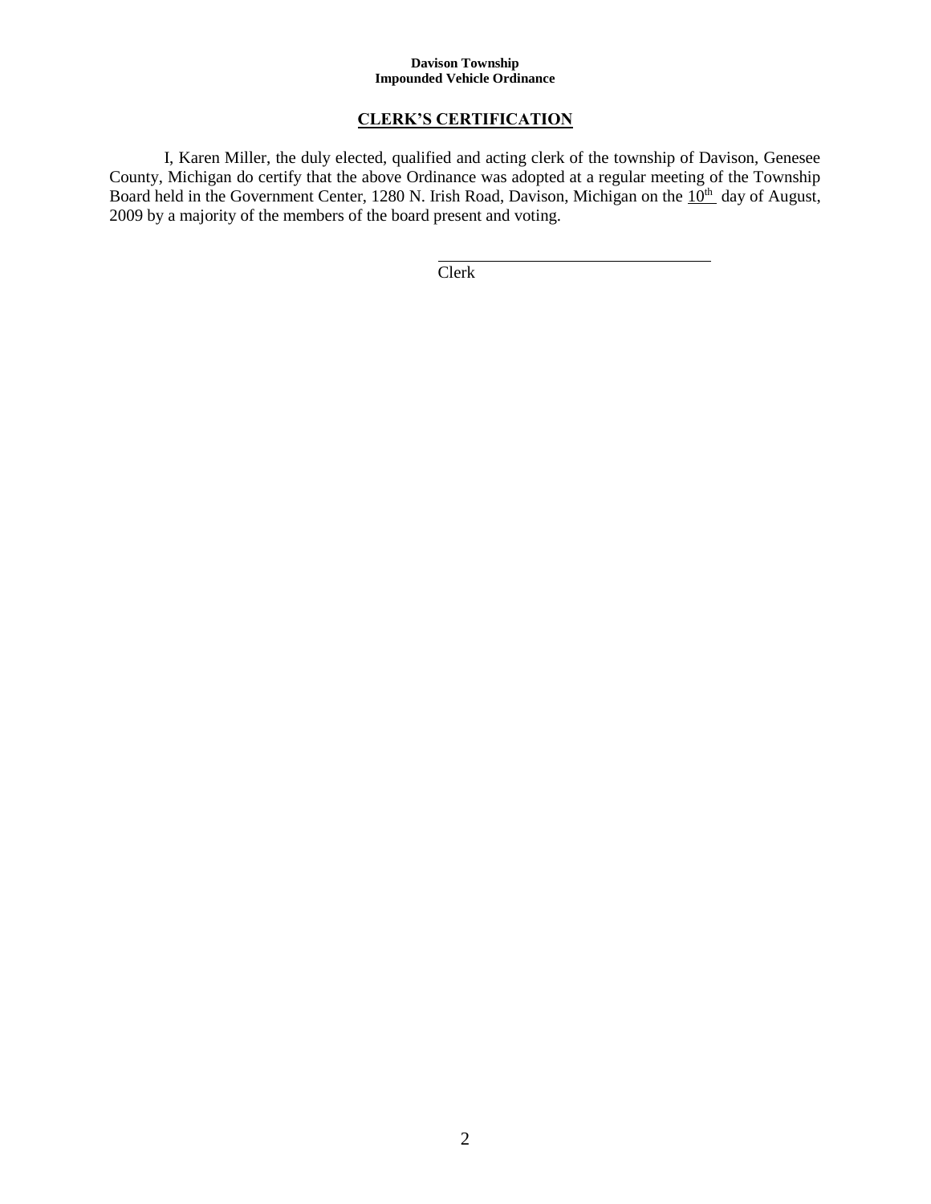## CLERK'S CERTIFICATION

I, Karen Miller, the duly elected, qualified and acting clerk of the township of Davison, Genesee County, Michigan do certify that the above Ordinance was adopted at a regular meeting of the Township Board held in the Government Center, 1280 N. Irish Road, Davison, Michigan on the 10th day of August, 2009 by a majority of the members of the board present and voting.

\_\_\_\_\_\_\_\_\_\_\_\_\_\_\_\_\_\_\_\_\_\_\_\_\_\_\_\_\_\_\_\_

Clerk